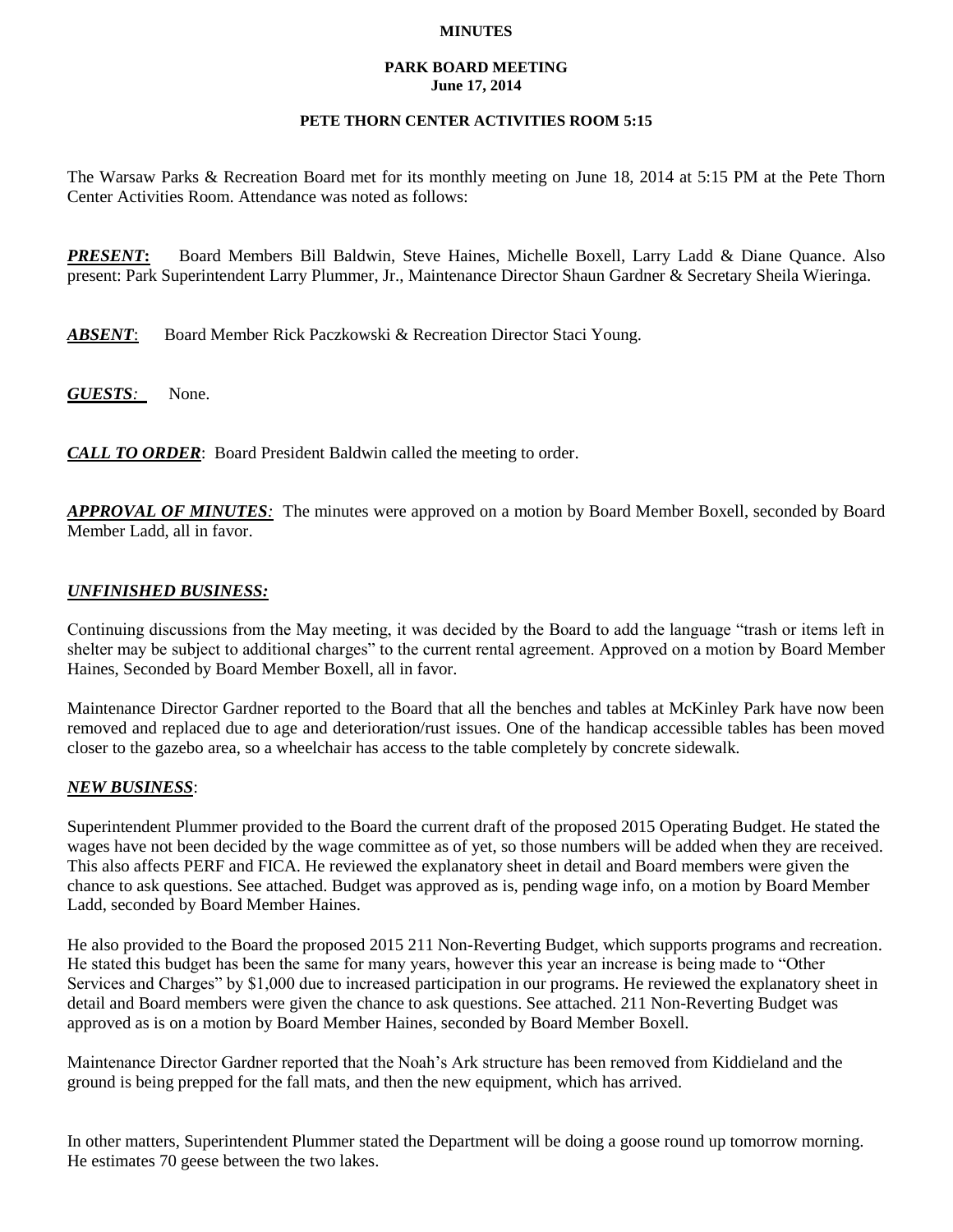# MINUTES

## PARK BOARD MEETING
## June 17, 2014

### PETE THORN CENTER ACTIVITIES ROOM 5:15

The Warsaw Parks & Recreation Board met for its monthly meeting on June 18, 2014 at 5:15 PM at the Pete Thorn Center Activities Room. Attendance was noted as follows:

***PRESENT*:** Board Members Bill Baldwin, Steve Haines, Michelle Boxell, Larry Ladd & Diane Quance. Also present: Park Superintendent Larry Plummer, Jr., Maintenance Director Shaun Gardner & Secretary Sheila Wieringa.

***ABSENT***: Board Member Rick Paczkowski & Recreation Director Staci Young.

***GUESTS:*** None.

***CALL TO ORDER***: Board President Baldwin called the meeting to order.

***APPROVAL OF MINUTES:*** The minutes were approved on a motion by Board Member Boxell, seconded by Board Member Ladd, all in favor.

***UNFINISHED BUSINESS:***

Continuing discussions from the May meeting, it was decided by the Board to add the language "trash or items left in shelter may be subject to additional charges" to the current rental agreement. Approved on a motion by Board Member Haines, Seconded by Board Member Boxell, all in favor.

Maintenance Director Gardner reported to the Board that all the benches and tables at McKinley Park have now been removed and replaced due to age and deterioration/rust issues. One of the handicap accessible tables has been moved closer to the gazebo area, so a wheelchair has access to the table completely by concrete sidewalk.

***NEW BUSINESS***:

Superintendent Plummer provided to the Board the current draft of the proposed 2015 Operating Budget. He stated the wages have not been decided by the wage committee as of yet, so those numbers will be added when they are received. This also affects PERF and FICA. He reviewed the explanatory sheet in detail and Board members were given the chance to ask questions. See attached. Budget was approved as is, pending wage info, on a motion by Board Member Ladd, seconded by Board Member Haines.

He also provided to the Board the proposed 2015 211 Non-Reverting Budget, which supports programs and recreation. He stated this budget has been the same for many years, however this year an increase is being made to "Other Services and Charges" by $1,000 due to increased participation in our programs. He reviewed the explanatory sheet in detail and Board members were given the chance to ask questions. See attached. 211 Non-Reverting Budget was approved as is on a motion by Board Member Haines, seconded by Board Member Boxell.

Maintenance Director Gardner reported that the Noah's Ark structure has been removed from Kiddieland and the ground is being prepped for the fall mats, and then the new equipment, which has arrived.

In other matters, Superintendent Plummer stated the Department will be doing a goose round up tomorrow morning. He estimates 70 geese between the two lakes.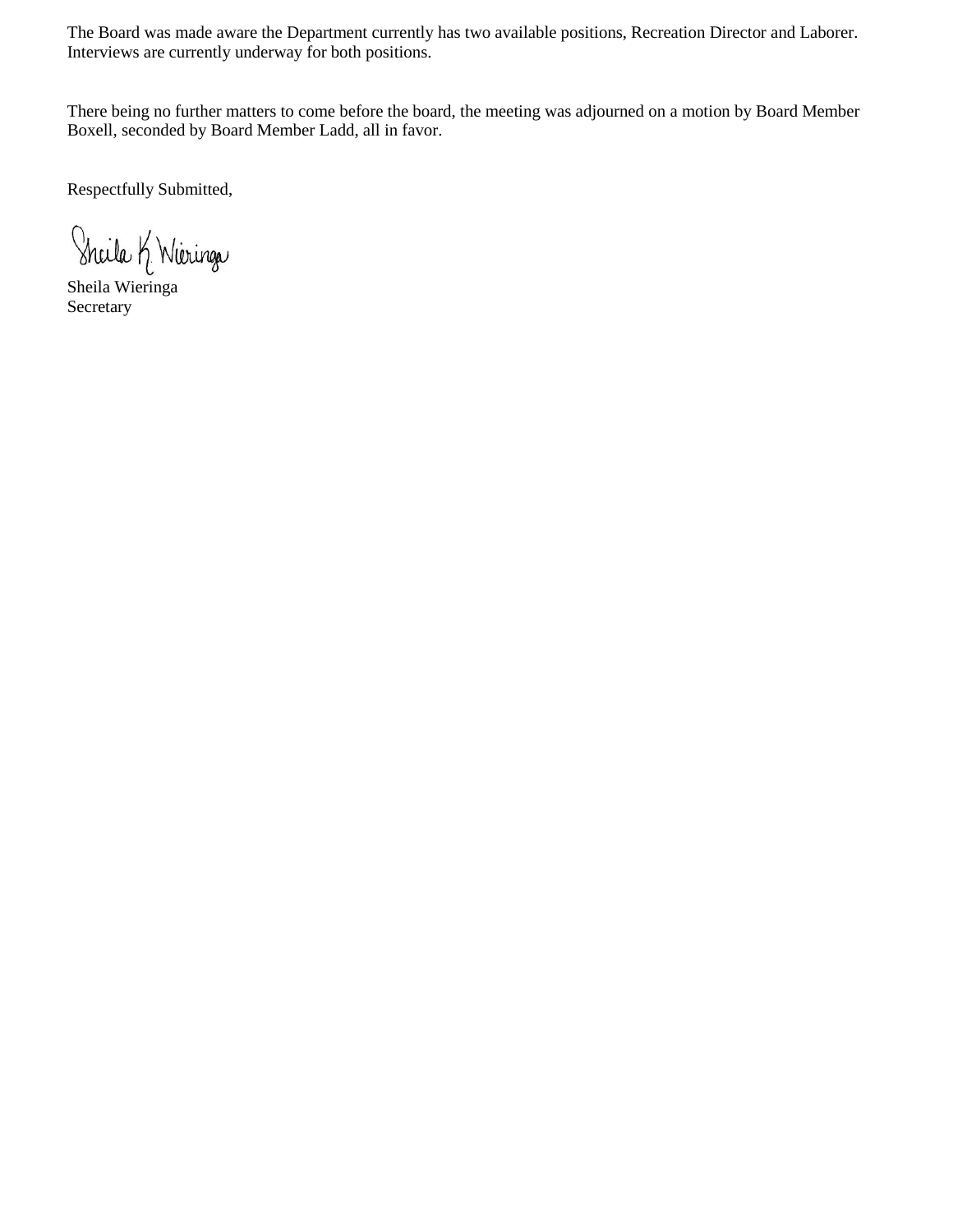The Board was made aware the Department currently has two available positions, Recreation Director and Laborer. Interviews are currently underway for both positions.

There being no further matters to come before the board, the meeting was adjourned on a motion by Board Member Boxell, seconded by Board Member Ladd, all in favor.

Respectfully Submitted,

Sheila K. Wieringa

Sheila Wieringa
Secretary